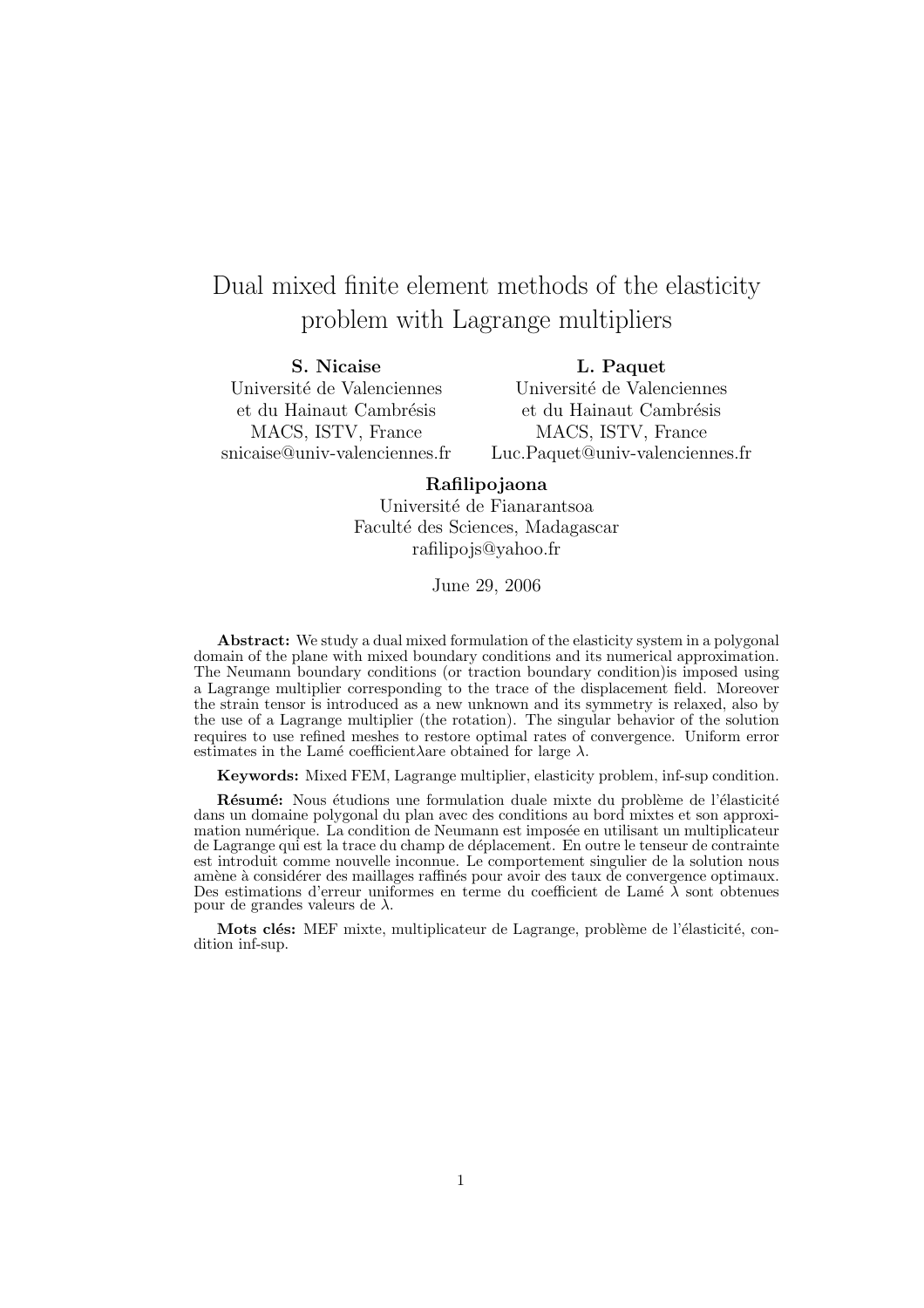# Dual mixed finite element methods of the elasticity problem with Lagrange multipliers

**S. Nicaise**
Université de Valenciennes
et du Hainaut Cambrésis
MACS, ISTV, France
snicaise@univ-valenciennes.fr

**L. Paquet**
Université de Valenciennes
et du Hainaut Cambrésis
MACS, ISTV, France
Luc.Paquet@univ-valenciennes.fr

**Rafilipojaona**
Université de Fianarantsoa
Faculté des Sciences, Madagascar
rafilipojs@yahoo.fr

June 29, 2006

**Abstract:** We study a dual mixed formulation of the elasticity system in a polygonal domain of the plane with mixed boundary conditions and its numerical approximation. The Neumann boundary conditions (or traction boundary condition)is imposed using a Lagrange multiplier corresponding to the trace of the displacement field. Moreover the strain tensor is introduced as a new unknown and its symmetry is relaxed, also by the use of a Lagrange multiplier (the rotation). The singular behavior of the solution requires to use refined meshes to restore optimal rates of convergence. Uniform error estimates in the Lamé coefficient$\lambda$are obtained for large $\lambda$.

**Keywords:** Mixed FEM, Lagrange multiplier, elasticity problem, inf-sup condition.

**Résumé:** Nous étudions une formulation duale mixte du problème de l'élasticité dans un domaine polygonal du plan avec des conditions au bord mixtes et son approximation numérique. La condition de Neumann est imposée en utilisant un multiplicateur de Lagrange qui est la trace du champ de déplacement. En outre le tenseur de contrainte est introduit comme nouvelle inconnue. Le comportement singulier de la solution nous amène à considérer des maillages raffinés pour avoir des taux de convergence optimaux. Des estimations d'erreur uniformes en terme du coefficient de Lamé $\lambda$ sont obtenues pour de grandes valeurs de $\lambda$.

**Mots clés:** MEF mixte, multiplicateur de Lagrange, problème de l'élasticité, condition inf-sup.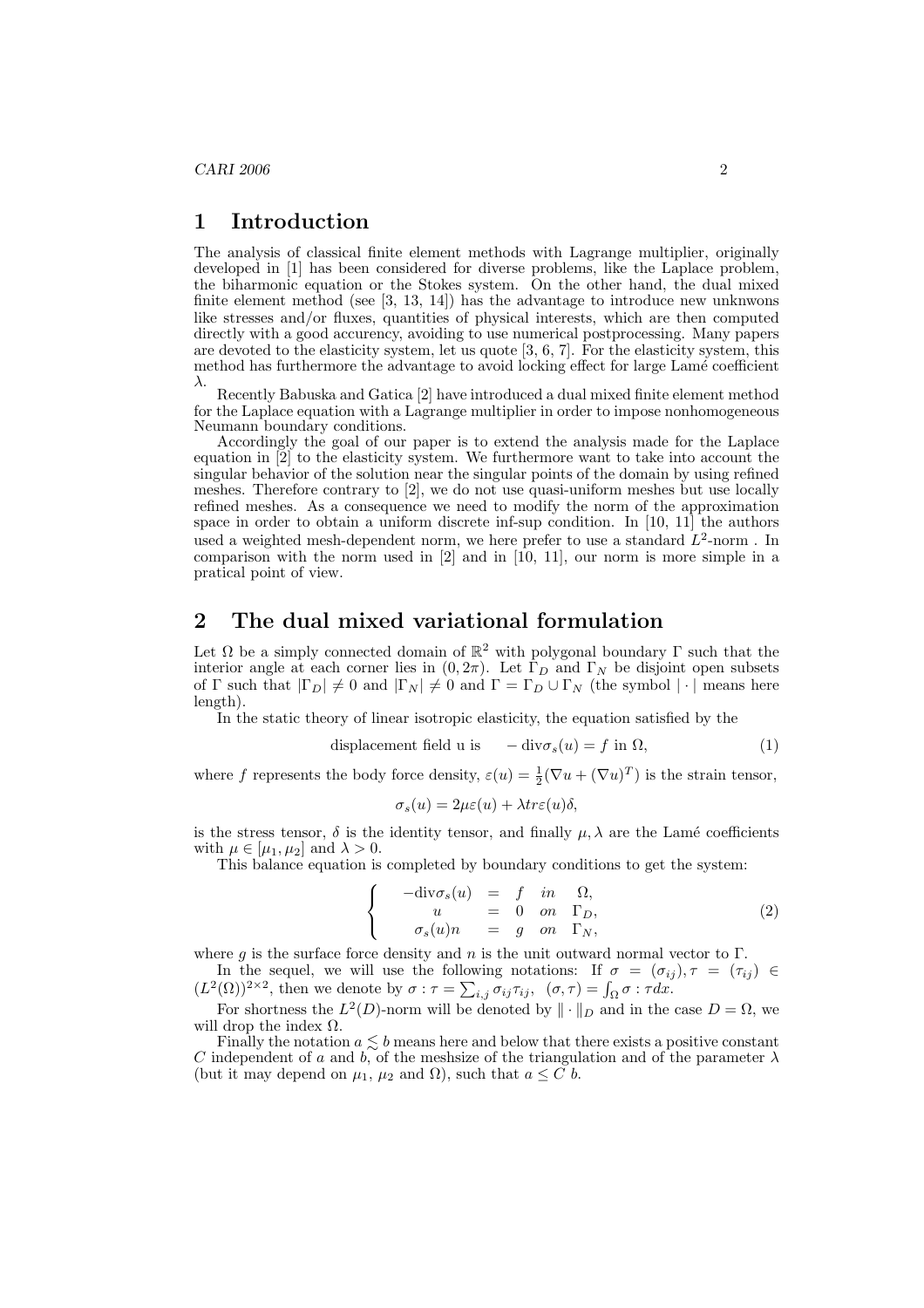# 1 Introduction

The analysis of classical finite element methods with Lagrange multiplier, originally developed in [1] has been considered for diverse problems, like the Laplace problem, the biharmonic equation or the Stokes system. On the other hand, the dual mixed finite element method (see [3, 13, 14]) has the advantage to introduce new unknwons like stresses and/or fluxes, quantities of physical interests, which are then computed directly with a good accurency, avoiding to use numerical postprocessing. Many papers are devoted to the elasticity system, let us quote [3, 6, 7]. For the elasticity system, this method has furthermore the advantage to avoid locking effect for large Lamé coefficient $\lambda$.

Recently Babuska and Gatica [2] have introduced a dual mixed finite element method for the Laplace equation with a Lagrange multiplier in order to impose nonhomogeneous Neumann boundary conditions.

Accordingly the goal of our paper is to extend the analysis made for the Laplace equation in [2] to the elasticity system. We furthermore want to take into account the singular behavior of the solution near the singular points of the domain by using refined meshes. Therefore contrary to [2], we do not use quasi-uniform meshes but use locally refined meshes. As a consequence we need to modify the norm of the approximation space in order to obtain a uniform discrete inf-sup condition. In [10, 11] the authors used a weighted mesh-dependent norm, we here prefer to use a standard $L^2$-norm . In comparison with the norm used in [2] and in [10, 11], our norm is more simple in a pratical point of view.

# 2 The dual mixed variational formulation

Let $\Omega$ be a simply connected domain of $\mathbb{R}^2$ with polygonal boundary $\Gamma$ such that the interior angle at each corner lies in $(0, 2\pi)$. Let $\Gamma_D$ and $\Gamma_N$ be disjoint open subsets of $\Gamma$ such that $|\Gamma_D| \neq 0$ and $|\Gamma_N| \neq 0$ and $\Gamma = \Gamma_D \cup \Gamma_N$ (the symbol $|\cdot|$ means here length).

In the static theory of linear isotropic elasticity, the equation satisfied by the

$$\text{displacement field u is} \qquad -\operatorname{div}\sigma_s(u) = f \text{ in } \Omega, \tag{1}$$

where $f$ represents the body force density, $\varepsilon(u) = \frac{1}{2}(\nabla u + (\nabla u)^T)$ is the strain tensor,

$$\sigma_s(u) = 2\mu\varepsilon(u) + \lambda tr\varepsilon(u)\delta,$$

is the stress tensor, $\delta$ is the identity tensor, and finally $\mu, \lambda$ are the Lamé coefficients with $\mu \in [\mu_1, \mu_2]$ and $\lambda > 0$.

This balance equation is completed by boundary conditions to get the system:

$$\left\{ \begin{array}{rcll} -\operatorname{div}\sigma_s(u) & = & f & in \quad \Omega, \\ u & = & 0 & on \quad \Gamma_D, \\ \sigma_s(u)n & = & g & on \quad \Gamma_N, \end{array} \right. \tag{2}$$

where $g$ is the surface force density and $n$ is the unit outward normal vector to $\Gamma$.

In the sequel, we will use the following notations: If $\sigma = (\sigma_{ij}), \tau = (\tau_{ij}) \in (L^2(\Omega))^{2\times 2}$, then we denote by $\sigma : \tau = \sum_{i,j} \sigma_{ij}\tau_{ij}, \;\; (\sigma, \tau) = \int_\Omega \sigma : \tau dx$.

For shortness the $L^2(D)$-norm will be denoted by $\|\cdot\|_D$ and in the case $D = \Omega$, we will drop the index $\Omega$.

Finally the notation $a \lesssim b$ means here and below that there exists a positive constant $C$ independent of $a$ and $b$, of the meshsize of the triangulation and of the parameter $\lambda$ (but it may depend on $\mu_1$, $\mu_2$ and $\Omega$), such that $a \leq C\, b$.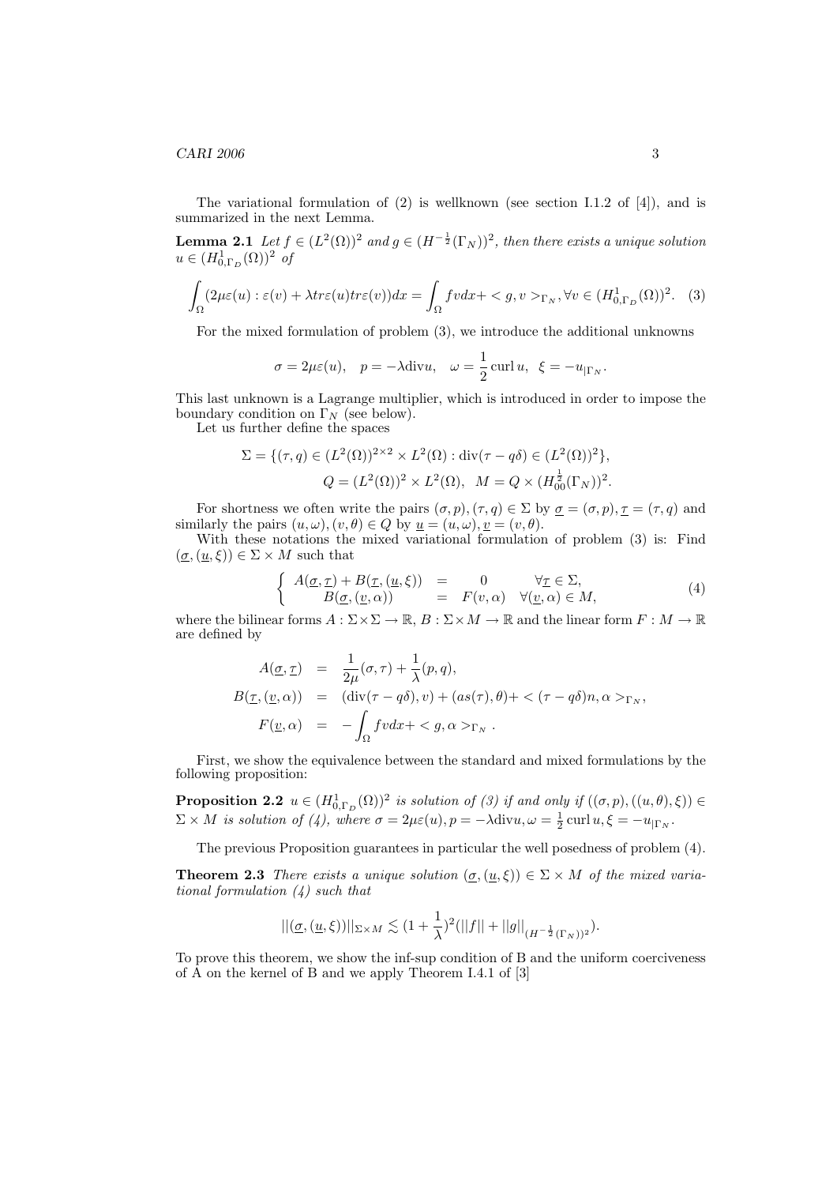The variational formulation of (2) is wellknown (see section I.1.2 of [4]), and is summarized in the next Lemma.

**Lemma 2.1** *Let $f \in (L^2(\Omega))^2$ and $g \in (H^{-\frac{1}{2}}(\Gamma_N))^2$, then there exists a unique solution $u \in (H^1_{0,\Gamma_D}(\Omega))^2$ of*

$$\int_\Omega (2\mu\varepsilon(u) : \varepsilon(v) + \lambda tr\varepsilon(u) tr\varepsilon(v))dx = \int_\Omega fv dx + < g, v >_{\Gamma_N}, \forall v \in (H^1_{0,\Gamma_D}(\Omega))^2. \quad (3)$$

For the mixed formulation of problem (3), we introduce the additional unknowns

$$\sigma = 2\mu\varepsilon(u), \quad p = -\lambda \text{div} u, \quad \omega = \frac{1}{2} \operatorname{curl} u, \;\; \xi = -u_{|\Gamma_N}.$$

This last unknown is a Lagrange multiplier, which is introduced in order to impose the boundary condition on $\Gamma_N$ (see below).

Let us further define the spaces

$$\Sigma = \{(\tau, q) \in (L^2(\Omega))^{2\times 2} \times L^2(\Omega) : \text{div}(\tau - q\delta) \in (L^2(\Omega))^2\},$$

$$Q = (L^2(\Omega))^2 \times L^2(\Omega), \quad M = Q \times (H^{\frac{1}{2}}_{00}(\Gamma_N))^2.$$

For shortness we often write the pairs $(\sigma, p), (\tau, q) \in \Sigma$ by $\underline{\sigma} = (\sigma, p), \underline{\tau} = (\tau, q)$ and similarly the pairs $(u, \omega), (v, \theta) \in Q$ by $\underline{u} = (u, \omega), \underline{v} = (v, \theta)$.

With these notations the mixed variational formulation of problem (3) is: Find $(\underline{\sigma}, (\underline{u}, \xi)) \in \Sigma \times M$ such that

$$\left\{ \begin{array}{rcll} A(\underline{\sigma}, \underline{\tau}) + B(\underline{\tau}, (\underline{u}, \xi)) & = & 0 & \forall \underline{\tau} \in \Sigma, \\ B(\underline{\sigma}, (\underline{v}, \alpha)) & = & F(v, \alpha) & \forall (\underline{v}, \alpha) \in M, \end{array} \right. \quad (4)$$

where the bilinear forms $A : \Sigma \times \Sigma \to \mathbb{R}$, $B : \Sigma \times M \to \mathbb{R}$ and the linear form $F : M \to \mathbb{R}$ are defined by

$$\begin{array}{rcl} A(\underline{\sigma}, \underline{\tau}) & = & \dfrac{1}{2\mu}(\sigma, \tau) + \dfrac{1}{\lambda}(p, q), \\ B(\underline{\tau}, (\underline{v}, \alpha)) & = & (\text{div}(\tau - q\delta), v) + (as(\tau), \theta) + < (\tau - q\delta)n, \alpha >_{\Gamma_N}, \\ F(\underline{v}, \alpha) & = & -\displaystyle\int_\Omega fv dx + < g, \alpha >_{\Gamma_N}. \end{array}$$

First, we show the equivalence between the standard and mixed formulations by the following proposition:

**Proposition 2.2** *$u \in (H^1_{0,\Gamma_D}(\Omega))^2$ is solution of (3) if and only if $((\sigma, p), ((u, \theta), \xi)) \in \Sigma \times M$ is solution of (4), where $\sigma = 2\mu\varepsilon(u), p = -\lambda \text{div} u, \omega = \frac{1}{2} \operatorname{curl} u, \xi = -u_{|\Gamma_N}$.*

The previous Proposition guarantees in particular the well posedness of problem (4).

**Theorem 2.3** *There exists a unique solution $(\underline{\sigma}, (\underline{u}, \xi)) \in \Sigma \times M$ of the mixed variational formulation (4) such that*

$$||(\underline{\sigma}, (\underline{u}, \xi))||_{\Sigma\times M} \lesssim (1 + \frac{1}{\lambda})^2(||f|| + ||g||_{(H^{-\frac{1}{2}}(\Gamma_N))^2}).$$

To prove this theorem, we show the inf-sup condition of B and the uniform coerciveness of A on the kernel of B and we apply Theorem I.4.1 of [3]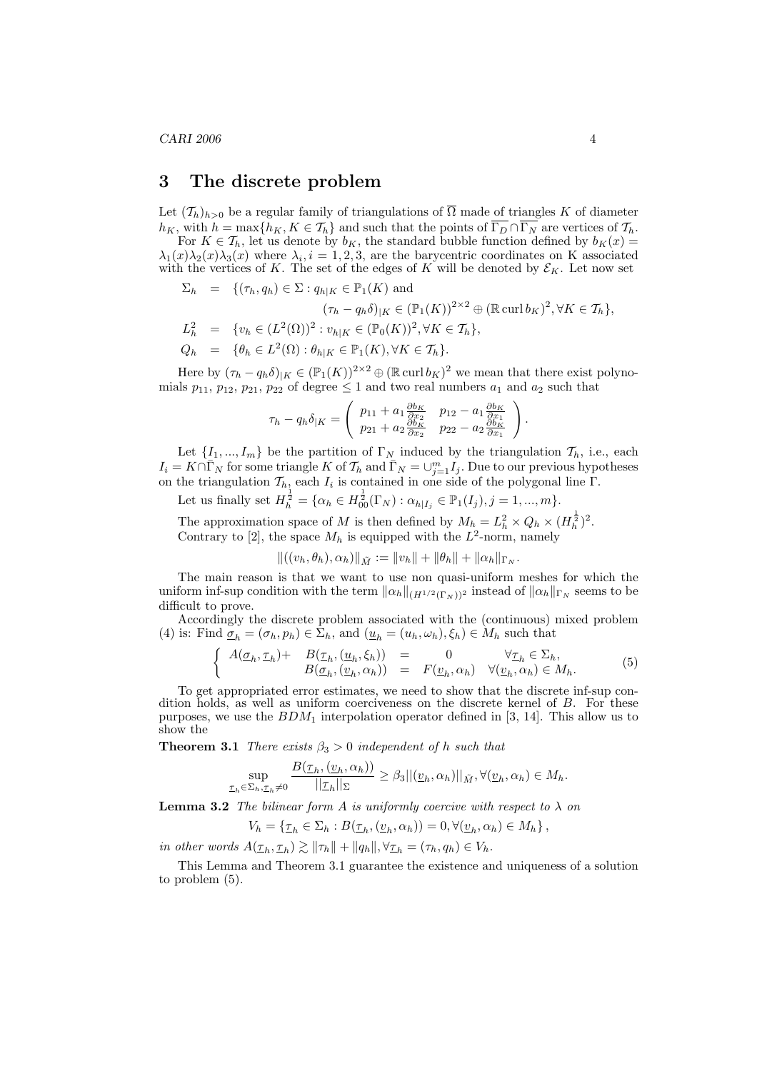## 3 The discrete problem

Let $(\mathcal{T}_h)_{h>0}$ be a regular family of triangulations of $\overline{\Omega}$ made of triangles $K$ of diameter $h_K$, with $h = \max\{h_K, K \in \mathcal{T}_h\}$ and such that the points of $\overline{\Gamma_D} \cap \overline{\Gamma_N}$ are vertices of $\mathcal{T}_h$.

For $K \in \mathcal{T}_h$, let us denote by $b_K$, the standard bubble function defined by $b_K(x) = \lambda_1(x)\lambda_2(x)\lambda_3(x)$ where $\lambda_i, i = 1, 2, 3$, are the barycentric coordinates on K associated with the vertices of $K$. The set of the edges of $K$ will be denoted by $\mathcal{E}_K$. Let now set

$$
\begin{aligned}
\Sigma_h &= \{(\tau_h, q_h) \in \Sigma : q_{h|K} \in \mathbb{P}_1(K) \text{ and} \\
&\qquad (\tau_h - q_h\delta)_{|K} \in (\mathbb{P}_1(K))^{2\times 2} \oplus (\mathbb{R}\operatorname{curl} b_K)^2, \forall K \in \mathcal{T}_h\}, \\
L_h^2 &= \{v_h \in (L^2(\Omega))^2 : v_{h|K} \in (\mathbb{P}_0(K))^2, \forall K \in \mathcal{T}_h\}, \\
Q_h &= \{\theta_h \in L^2(\Omega) : \theta_{h|K} \in \mathbb{P}_1(K), \forall K \in \mathcal{T}_h\}.
\end{aligned}
$$

Here by $(\tau_h - q_h\delta)_{|K} \in (\mathbb{P}_1(K))^{2\times 2} \oplus (\mathbb{R}\operatorname{curl} b_K)^2$ we mean that there exist polynomials $p_{11}$, $p_{12}$, $p_{21}$, $p_{22}$ of degree $\leq 1$ and two real numbers $a_1$ and $a_2$ such that

$$
\tau_h - q_h\delta_{|K} = \begin{pmatrix} p_{11} + a_1\frac{\partial b_K}{\partial x_2} & p_{12} - a_1\frac{\partial b_K}{\partial x_1} \\ p_{21} + a_2\frac{\partial b_K}{\partial x_2} & p_{22} - a_2\frac{\partial b_K}{\partial x_1} \end{pmatrix}.
$$

Let $\{I_1, ..., I_m\}$ be the partition of $\Gamma_N$ induced by the triangulation $\mathcal{T}_h$, i.e., each $I_i = K \cap \bar{\Gamma}_N$ for some triangle $K$ of $\mathcal{T}_h$ and $\bar{\Gamma}_N = \cup_{j=1}^m I_j$. Due to our previous hypotheses on the triangulation $\mathcal{T}_h$, each $I_i$ is contained in one side of the polygonal line $\Gamma$.

Let us finally set $H_h^{\frac{1}{2}} = \{\alpha_h \in H_{00}^{\frac{1}{2}}(\Gamma_N) : \alpha_{h|I_j} \in \mathbb{P}_1(I_j), j = 1, ..., m\}$.

The approximation space of $M$ is then defined by $M_h = L_h^2 \times Q_h \times (H_h^{\frac{1}{2}})^2$.

Contrary to [2], the space $M_h$ is equipped with the $L^2$-norm, namely

$$
\|((v_h, \theta_h), \alpha_h)\|_{\tilde{M}} := \|v_h\| + \|\theta_h\| + \|\alpha_h\|_{\Gamma_N}.
$$

The main reason is that we want to use non quasi-uniform meshes for which the uniform inf-sup condition with the term $\|\alpha_h\|_{(H^{1/2}(\Gamma_N))^2}$ instead of $\|\alpha_h\|_{\Gamma_N}$ seems to be difficult to prove.

Accordingly the discrete problem associated with the (continuous) mixed problem (4) is: Find $\underline{\sigma}_h = (\sigma_h, p_h) \in \Sigma_h$, and $(\underline{u}_h = (u_h, \omega_h), \xi_h) \in M_h$ such that

$$
\begin{cases}
A(\underline{\sigma}_h, \underline{\tau}_h) + & B(\underline{\tau}_h, (\underline{u}_h, \xi_h)) = 0 \qquad \forall \underline{\tau}_h \in \Sigma_h, \\
& B(\underline{\sigma}_h, (\underline{v}_h, \alpha_h)) = F(\underline{v}_h, \alpha_h) \quad \forall (\underline{v}_h, \alpha_h) \in M_h.
\end{cases} \tag{5}
$$

To get appropriated error estimates, we need to show that the discrete inf-sup condition holds, as well as uniform coerciveness on the discrete kernel of $B$. For these purposes, we use the $BDM_1$ interpolation operator defined in [3, 14]. This allow us to show the

**Theorem 3.1** *There exists $\beta_3 > 0$ independent of $h$ such that*

$$
\sup_{\underline{\tau}_h \in \Sigma_h, \underline{\tau}_h \neq 0} \frac{B(\underline{\tau}_h, (\underline{v}_h, \alpha_h))}{||\underline{\tau}_h||_\Sigma} \geq \beta_3 ||(\underline{v}_h, \alpha_h)||_{\tilde{M}}, \forall (\underline{v}_h, \alpha_h) \in M_h.
$$

**Lemma 3.2** *The bilinear form $A$ is uniformly coercive with respect to $\lambda$ on*

$$
V_h = \{\underline{\tau}_h \in \Sigma_h : B(\underline{\tau}_h, (\underline{v}_h, \alpha_h)) = 0, \forall (\underline{v}_h, \alpha_h) \in M_h\},
$$

*in other words $A(\underline{\tau}_h, \underline{\tau}_h) \gtrsim \|\tau_h\| + \|q_h\|, \forall \underline{\tau}_h = (\tau_h, q_h) \in V_h$.*

This Lemma and Theorem 3.1 guarantee the existence and uniqueness of a solution to problem (5).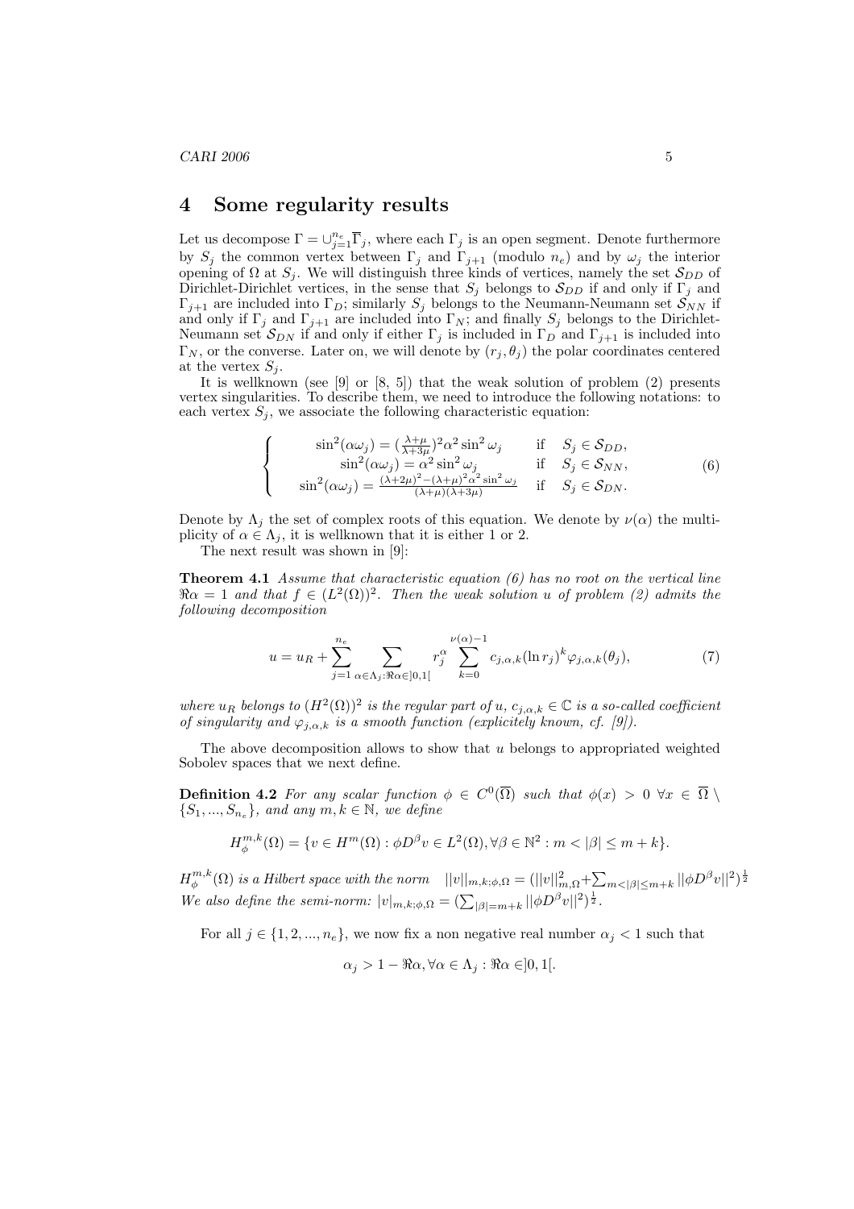## 4 Some regularity results

Let us decompose $\Gamma = \cup_{j=1}^{n_e} \overline{\Gamma}_j$, where each $\Gamma_j$ is an open segment. Denote furthermore by $S_j$ the common vertex between $\Gamma_j$ and $\Gamma_{j+1}$ (modulo $n_e$) and by $\omega_j$ the interior opening of $\Omega$ at $S_j$. We will distinguish three kinds of vertices, namely the set $\mathcal{S}_{DD}$ of Dirichlet-Dirichlet vertices, in the sense that $S_j$ belongs to $\mathcal{S}_{DD}$ if and only if $\Gamma_j$ and $\Gamma_{j+1}$ are included into $\Gamma_D$; similarly $S_j$ belongs to the Neumann-Neumann set $\mathcal{S}_{NN}$ if and only if $\Gamma_j$ and $\Gamma_{j+1}$ are included into $\Gamma_N$; and finally $S_j$ belongs to the Dirichlet-Neumann set $\mathcal{S}_{DN}$ if and only if either $\Gamma_j$ is included in $\Gamma_D$ and $\Gamma_{j+1}$ is included into $\Gamma_N$, or the converse. Later on, we will denote by $(r_j, \theta_j)$ the polar coordinates centered at the vertex $S_j$.

It is wellknown (see [9] or [8, 5]) that the weak solution of problem (2) presents vertex singularities. To describe them, we need to introduce the following notations: to each vertex $S_j$, we associate the following characteristic equation:

$$\left\{ \begin{array}{ll} \sin^2(\alpha\omega_j) = (\frac{\lambda+\mu}{\lambda+3\mu})^2 \alpha^2 \sin^2 \omega_j & \text{if} \quad S_j \in \mathcal{S}_{DD}, \\ \sin^2(\alpha\omega_j) = \alpha^2 \sin^2 \omega_j & \text{if} \quad S_j \in \mathcal{S}_{NN}, \\ \sin^2(\alpha\omega_j) = \frac{(\lambda+2\mu)^2 - (\lambda+\mu)^2 \alpha^2 \sin^2 \omega_j}{(\lambda+\mu)(\lambda+3\mu)} & \text{if} \quad S_j \in \mathcal{S}_{DN}. \end{array} \right. \tag{6}$$

Denote by $\Lambda_j$ the set of complex roots of this equation. We denote by $\nu(\alpha)$ the multiplicity of $\alpha \in \Lambda_j$, it is wellknown that it is either 1 or 2.

The next result was shown in [9]:

**Theorem 4.1** *Assume that characteristic equation (6) has no root on the vertical line $\Re\alpha = 1$ and that $f \in (L^2(\Omega))^2$. Then the weak solution $u$ of problem (2) admits the following decomposition*

$$u = u_R + \sum_{j=1}^{n_e} \sum_{\alpha \in \Lambda_j : \Re\alpha \in ]0,1[} r_j^{\alpha} \sum_{k=0}^{\nu(\alpha)-1} c_{j,\alpha,k} (\ln r_j)^k \varphi_{j,\alpha,k}(\theta_j), \tag{7}$$

*where $u_R$ belongs to $(H^2(\Omega))^2$ is the regular part of $u$, $c_{j,\alpha,k} \in \mathbb{C}$ is a so-called coefficient of singularity and $\varphi_{j,\alpha,k}$ is a smooth function (explicitely known, cf. [9]).*

The above decomposition allows to show that $u$ belongs to appropriated weighted Sobolev spaces that we next define.

**Definition 4.2** *For any scalar function $\phi \in C^0(\overline{\Omega})$ such that $\phi(x) > 0 \ \forall x \in \overline{\Omega} \setminus \{S_1, ..., S_{n_e}\}$, and any $m, k \in \mathbb{N}$, we define*

$$H_{\phi}^{m,k}(\Omega) = \{v \in H^m(\Omega) : \phi D^{\beta} v \in L^2(\Omega), \forall \beta \in \mathbb{N}^2 : m < |\beta| \leq m+k\}.$$

*$H_{\phi}^{m,k}(\Omega)$ is a Hilbert space with the norm* $\quad ||v||_{m,k;\phi,\Omega} = (||v||_{m,\Omega}^2 + \sum_{m<|\beta|\leq m+k} ||\phi D^{\beta} v||^2)^{\frac{1}{2}}$
*We also define the semi-norm: $|v|_{m,k;\phi,\Omega} = (\sum_{|\beta|=m+k} ||\phi D^{\beta} v||^2)^{\frac{1}{2}}$.*

For all $j \in \{1, 2, ..., n_e\}$, we now fix a non negative real number $\alpha_j < 1$ such that

$$\alpha_j > 1 - \Re\alpha, \forall \alpha \in \Lambda_j : \Re\alpha \in ]0, 1[.$$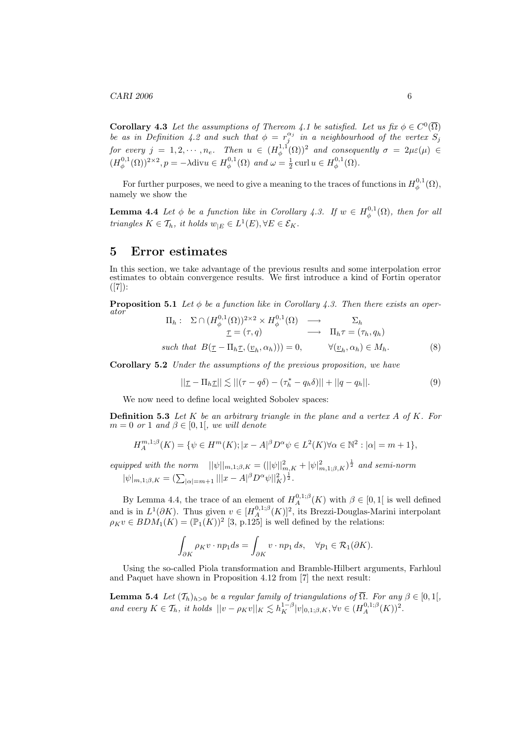**Corollary 4.3** *Let the assumptions of Thereom 4.1 be satisfied. Let us fix $\phi \in C^0(\overline{\Omega})$ be as in Definition 4.2 and such that $\phi = r_j^{\alpha_j}$ in a neighbourhood of the vertex $S_j$ for every $j = 1, 2, \cdots, n_e$. Then $u \in (H^{1,1}_\phi(\Omega))^2$ and consequently $\sigma = 2\mu\varepsilon(\mu) \in (H^{0,1}_\phi(\Omega))^{2\times 2}, p = -\lambda \mathrm{div} u \in H^{0,1}_\phi(\Omega)$ and $\omega = \frac{1}{2}\,\mathrm{curl}\, u \in H^{0,1}_\phi(\Omega)$.*

For further purposes, we need to give a meaning to the traces of functions in $H^{0,1}_\phi(\Omega)$, namely we show the

**Lemma 4.4** *Let $\phi$ be a function like in Corollary 4.3. If $w \in H^{0,1}_\phi(\Omega)$, then for all triangles $K \in \mathcal{T}_h$, it holds $w_{|E} \in L^1(E), \forall E \in \mathcal{E}_K$.*

# 5 Error estimates

In this section, we take advantage of the previous results and some interpolation error estimates to obtain convergence results. We first introduce a kind of Fortin operator ([7]):

**Proposition 5.1** *Let $\phi$ be a function like in Corollary 4.3. Then there exists an operator*

$$\begin{aligned} \Pi_h : \quad \Sigma \cap (H^{0,1}_\phi(\Omega))^{2\times 2} \times H^{0,1}_\phi(\Omega) &\longrightarrow \qquad \Sigma_h \\ \underline{\tau} = (\tau, q) &\longrightarrow \quad \Pi_h \underline{\tau} = (\tau_h, q_h) \end{aligned}$$

*such that* $B(\underline{\tau} - \Pi_h \underline{\tau}, (\underline{v}_h, \alpha_h))) = 0, \qquad \forall (\underline{v}_h, \alpha_h) \in M_h. \qquad (8)$

**Corollary 5.2** *Under the assumptions of the previous proposition, we have*

$$||\underline{\tau} - \Pi_h \underline{\tau}|| \lesssim ||(\tau - q\delta) - (\tau_h^* - q_h \delta)|| + ||q - q_h||. \qquad (9)$$

We now need to define local weighted Sobolev spaces:

**Definition 5.3** *Let $K$ be an arbitrary triangle in the plane and a vertex $A$ of $K$. For $m = 0$ or $1$ and $\beta \in [0, 1[$, we will denote*

$$H^{m,1;\beta}_A(K) = \{\psi \in H^m(K); |x - A|^\beta D^\alpha \psi \in L^2(K) \forall \alpha \in \mathbb{N}^2 : |\alpha| = m + 1\},$$

*equipped with the norm* $\quad ||\psi||_{m,1;\beta,K} = (||\psi||^2_{m,K} + |\psi|^2_{m,1;\beta,K})^{\frac{1}{2}}$ *and semi-norm* $|\psi|_{m,1;\beta,K} = (\sum_{|\alpha|=m+1} |||x - A|^\beta D^\alpha \psi||^2_K)^{\frac{1}{2}}$.

By Lemma 4.4, the trace of an element of $H^{0,1;\beta}_A(K)$ with $\beta \in [0, 1[$ is well defined and is in $L^1(\partial K)$. Thus given $v \in [H^{0,1;\beta}_A(K)]^2$, its Brezzi-Douglas-Marini interpolant $\rho_K v \in BDM_1(K) = (\mathbb{P}_1(K))^2$ [3, p.125] is well defined by the relations:

$$\int_{\partial K} \rho_K v \cdot n p_1 ds = \int_{\partial K} v \cdot n p_1\, ds, \quad \forall p_1 \in \mathcal{R}_1(\partial K).$$

Using the so-called Piola transformation and Bramble-Hilbert arguments, Farhloul and Paquet have shown in Proposition 4.12 from [7] the next result:

**Lemma 5.4** *Let $(\mathcal{T}_h)_{h>0}$ be a regular family of triangulations of $\overline{\Omega}$. For any $\beta \in [0, 1[$, and every $K \in \mathcal{T}_h$, it holds $||v - \rho_K v||_K \lesssim h_K^{1-\beta} |v|_{0,1;\beta,K}, \forall v \in (H^{0,1;\beta}_A(K))^2$.*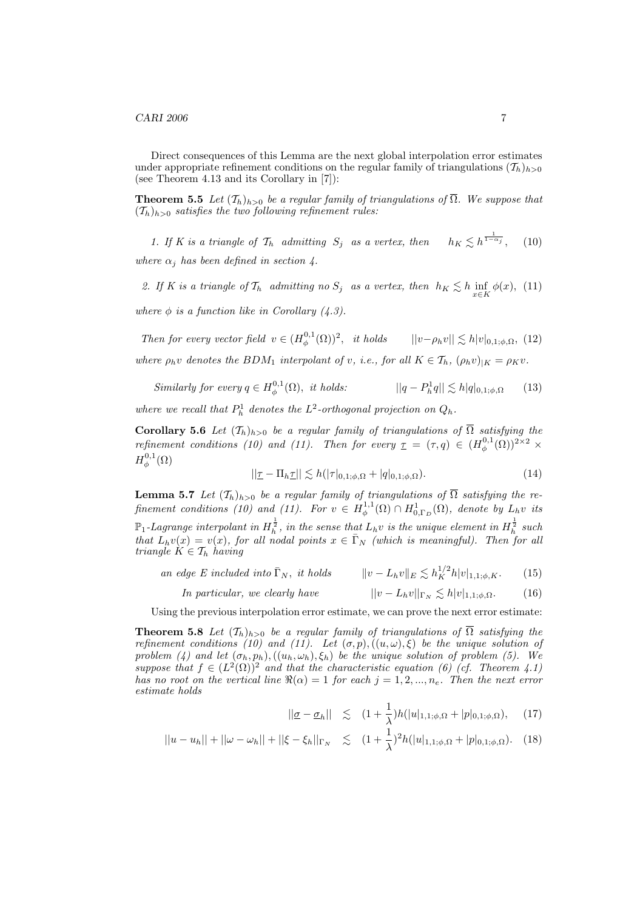Direct consequences of this Lemma are the next global interpolation error estimates under appropriate refinement conditions on the regular family of triangulations $(\mathcal{T}_h)_{h>0}$ (see Theorem 4.13 and its Corollary in [7]):

**Theorem 5.5** *Let $(\mathcal{T}_h)_{h>0}$ be a regular family of triangulations of $\overline{\Omega}$. We suppose that $(\mathcal{T}_h)_{h>0}$ satisfies the two following refinement rules:*

*1. If $K$ is a triangle of $\mathcal{T}_h$ admitting $S_j$ as a vertex, then*
$$h_K \lesssim h^{\frac{1}{1-\alpha_j}}, \qquad (10)$$
*where $\alpha_j$ has been defined in section 4.*

*2. If $K$ is a triangle of $\mathcal{T}_h$ admitting no $S_j$ as a vertex, then*
$$h_K \lesssim h \inf_{x\in K} \phi(x), \qquad (11)$$
*where $\phi$ is a function like in Corollary (4.3).*

*Then for every vector field $v \in (H^{0,1}_\phi(\Omega))^2$, it holds*
$$||v - \rho_h v|| \lesssim h|v|_{0,1;\phi,\Omega}, \qquad (12)$$
*where $\rho_h v$ denotes the $BDM_1$ interpolant of $v$, i.e., for all $K \in \mathcal{T}_h$, $(\rho_h v)_{|K} = \rho_K v$.*

*Similarly for every $q \in H^{0,1}_\phi(\Omega)$, it holds:*
$$||q - P^1_h q|| \lesssim h|q|_{0,1;\phi,\Omega} \qquad (13)$$
*where we recall that $P^1_h$ denotes the $L^2$-orthogonal projection on $Q_h$.*

**Corollary 5.6** *Let $(\mathcal{T}_h)_{h>0}$ be a regular family of triangulations of $\overline{\Omega}$ satisfying the refinement conditions (10) and (11). Then for every $\underline{\tau} = (\tau, q) \in (H^{0,1}_\phi(\Omega))^{2\times 2} \times H^{0,1}_\phi(\Omega)$*
$$||\underline{\tau} - \Pi_h \underline{\tau}|| \lesssim h(|\tau|_{0,1;\phi,\Omega} + |q|_{0,1;\phi,\Omega}). \qquad (14)$$

**Lemma 5.7** *Let $(\mathcal{T}_h)_{h>0}$ be a regular family of triangulations of $\overline{\Omega}$ satisfying the refinement conditions (10) and (11). For $v \in H^{1,1}_\phi(\Omega) \cap H^1_{0,\Gamma_D}(\Omega)$, denote by $L_h v$ its $\mathbb{P}_1$-Lagrange interpolant in $H^{\frac{1}{2}}_h$, in the sense that $L_h v$ is the unique element in $H^{\frac{1}{2}}_h$ such that $L_h v(x) = v(x)$, for all nodal points $x \in \bar{\Gamma}_N$ (which is meaningful). Then for all triangle $K \in \mathcal{T}_h$ having*

*an edge $E$ included into $\bar{\Gamma}_N$, it holds*
$$\|v - L_h v\|_E \lesssim h_K^{1/2} h|v|_{1,1;\phi,K}. \qquad (15)$$

*In particular, we clearly have*
$$||v - L_h v||_{\Gamma_N} \lesssim h|v|_{1,1;\phi,\Omega}. \qquad (16)$$

Using the previous interpolation error estimate, we can prove the next error estimate:

**Theorem 5.8** *Let $(\mathcal{T}_h)_{h>0}$ be a regular family of triangulations of $\overline{\Omega}$ satisfying the refinement conditions (10) and (11). Let $(\sigma, p), ((u, \omega), \xi)$ be the unique solution of problem (4) and let $(\sigma_h, p_h), ((u_h, \omega_h), \xi_h)$ be the unique solution of problem (5). We suppose that $f \in (L^2(\Omega))^2$ and that the characteristic equation (6) (cf. Theorem 4.1) has no root on the vertical line $\Re(\alpha) = 1$ for each $j = 1, 2, ..., n_e$. Then the next error estimate holds*

$$||\underline{\sigma} - \underline{\sigma}_h|| \lesssim (1 + \frac{1}{\lambda})h(|u|_{1,1;\phi,\Omega} + |p|_{0,1;\phi,\Omega}), \qquad (17)$$

$$||u - u_h|| + ||\omega - \omega_h|| + ||\xi - \xi_h||_{\Gamma_N} \lesssim (1 + \frac{1}{\lambda})^2 h(|u|_{1,1;\phi,\Omega} + |p|_{0,1;\phi,\Omega}). \qquad (18)$$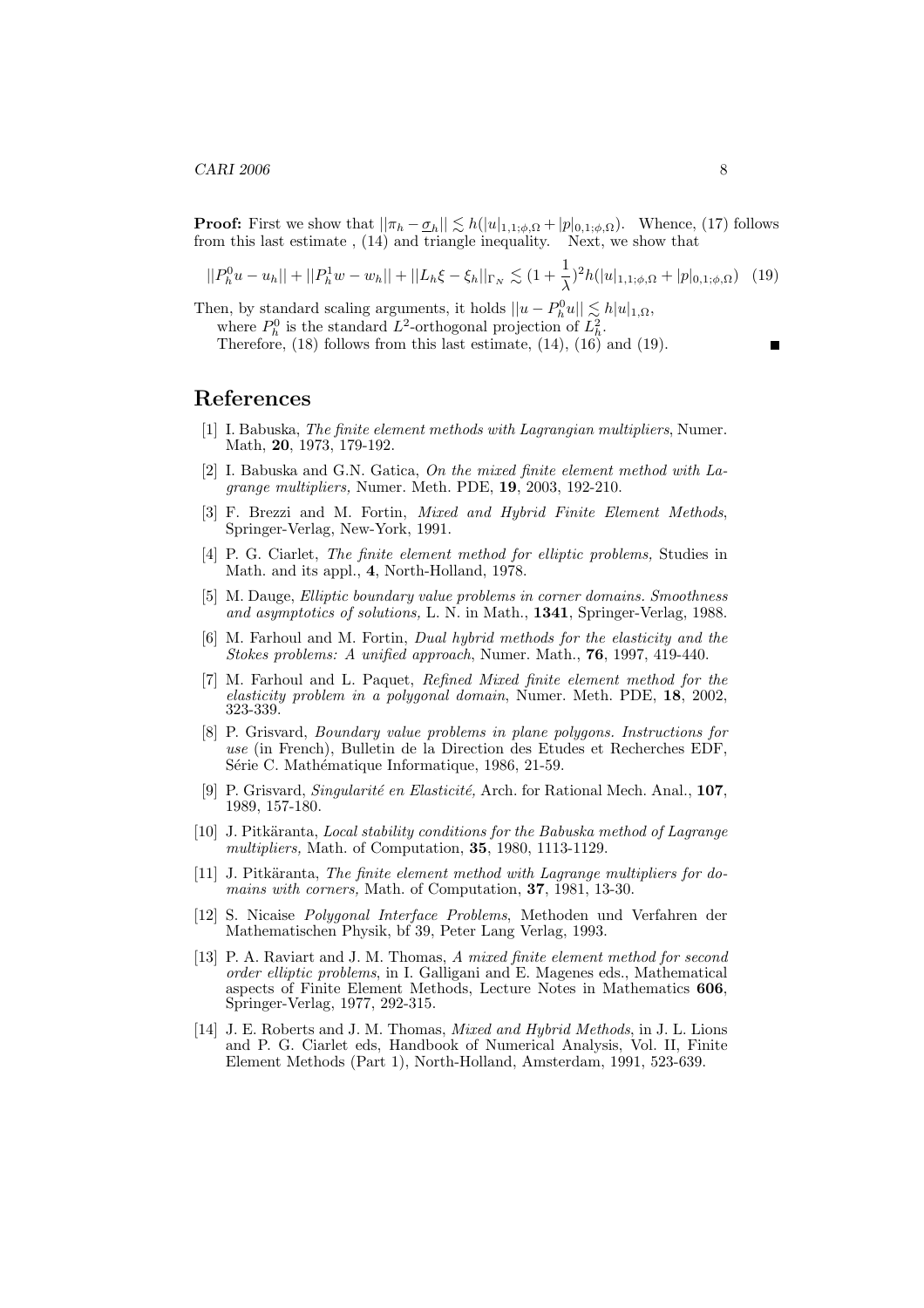**Proof:** First we show that $||\pi_h - \underline{\sigma}_h|| \lesssim h(|u|_{1,1;\phi,\Omega} + |p|_{0,1;\phi,\Omega})$. Whence, (17) follows from this last estimate , (14) and triangle inequality. Next, we show that

$$||P_h^0 u - u_h|| + ||P_h^1 w - w_h|| + ||L_h \xi - \xi_h||_{\Gamma_N} \lesssim (1 + \frac{1}{\lambda})^2 h(|u|_{1,1;\phi,\Omega} + |p|_{0,1;\phi,\Omega}) \quad (19)$$

Then, by standard scaling arguments, it holds $||u - P_h^0 u|| \lesssim h|u|_{1,\Omega}$,

where $P_h^0$ is the standard $L^2$-orthogonal projection of $L_h^2$.

Therefore, (18) follows from this last estimate, (14), (16) and (19). ■

## References

[1] I. Babuska, *The finite element methods with Lagrangian multipliers*, Numer. Math, **20**, 1973, 179-192.

[2] I. Babuska and G.N. Gatica, *On the mixed finite element method with Lagrange multipliers,* Numer. Meth. PDE, **19**, 2003, 192-210.

[3] F. Brezzi and M. Fortin, *Mixed and Hybrid Finite Element Methods*, Springer-Verlag, New-York, 1991.

[4] P. G. Ciarlet, *The finite element method for elliptic problems,* Studies in Math. and its appl., **4**, North-Holland, 1978.

[5] M. Dauge, *Elliptic boundary value problems in corner domains. Smoothness and asymptotics of solutions,* L. N. in Math., **1341**, Springer-Verlag, 1988.

[6] M. Farhoul and M. Fortin, *Dual hybrid methods for the elasticity and the Stokes problems: A unified approach*, Numer. Math., **76**, 1997, 419-440.

[7] M. Farhoul and L. Paquet, *Refined Mixed finite element method for the elasticity problem in a polygonal domain*, Numer. Meth. PDE, **18**, 2002, 323-339.

[8] P. Grisvard, *Boundary value problems in plane polygons. Instructions for use* (in French), Bulletin de la Direction des Etudes et Recherches EDF, Série C. Mathématique Informatique, 1986, 21-59.

[9] P. Grisvard, *Singularité en Elasticité,* Arch. for Rational Mech. Anal., **107**, 1989, 157-180.

[10] J. Pitkäranta, *Local stability conditions for the Babuska method of Lagrange multipliers,* Math. of Computation, **35**, 1980, 1113-1129.

[11] J. Pitkäranta, *The finite element method with Lagrange multipliers for domains with corners,* Math. of Computation, **37**, 1981, 13-30.

[12] S. Nicaise *Polygonal Interface Problems*, Methoden und Verfahren der Mathematischen Physik, bf 39, Peter Lang Verlag, 1993.

[13] P. A. Raviart and J. M. Thomas, *A mixed finite element method for second order elliptic problems*, in I. Galligani and E. Magenes eds., Mathematical aspects of Finite Element Methods, Lecture Notes in Mathematics **606**, Springer-Verlag, 1977, 292-315.

[14] J. E. Roberts and J. M. Thomas, *Mixed and Hybrid Methods*, in J. L. Lions and P. G. Ciarlet eds, Handbook of Numerical Analysis, Vol. II, Finite Element Methods (Part 1), North-Holland, Amsterdam, 1991, 523-639.